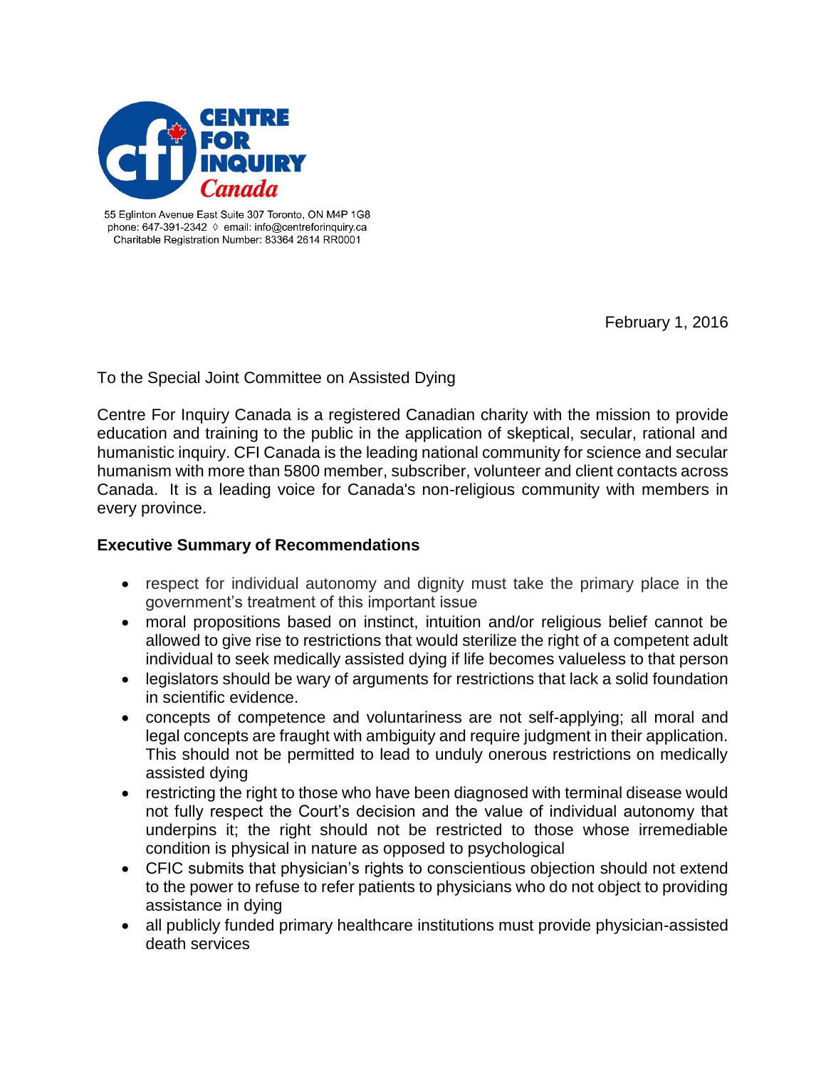CENTRE FOR INQUIRY Canada

55 Eglinton Avenue East Suite 307 Toronto, ON M4P 1G8
phone: 647-391-2342 ◊ email: info@centreforinquiry.ca
Charitable Registration Number: 83364 2614 RR0001

February 1, 2016

To the Special Joint Committee on Assisted Dying

Centre For Inquiry Canada is a registered Canadian charity with the mission to provide education and training to the public in the application of skeptical, secular, rational and humanistic inquiry. CFI Canada is the leading national community for science and secular humanism with more than 5800 member, subscriber, volunteer and client contacts across Canada. It is a leading voice for Canada's non-religious community with members in every province.

**Executive Summary of Recommendations**

- respect for individual autonomy and dignity must take the primary place in the government's treatment of this important issue
- moral propositions based on instinct, intuition and/or religious belief cannot be allowed to give rise to restrictions that would sterilize the right of a competent adult individual to seek medically assisted dying if life becomes valueless to that person
- legislators should be wary of arguments for restrictions that lack a solid foundation in scientific evidence.
- concepts of competence and voluntariness are not self-applying; all moral and legal concepts are fraught with ambiguity and require judgment in their application. This should not be permitted to lead to unduly onerous restrictions on medically assisted dying
- restricting the right to those who have been diagnosed with terminal disease would not fully respect the Court's decision and the value of individual autonomy that underpins it; the right should not be restricted to those whose irremediable condition is physical in nature as opposed to psychological
- CFIC submits that physician's rights to conscientious objection should not extend to the power to refuse to refer patients to physicians who do not object to providing assistance in dying
- all publicly funded primary healthcare institutions must provide physician-assisted death services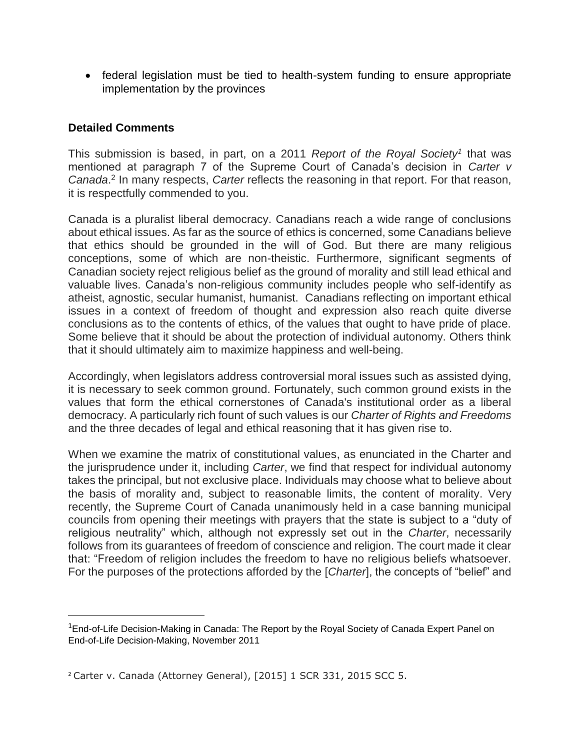- federal legislation must be tied to health-system funding to ensure appropriate implementation by the provinces

**Detailed Comments**

This submission is based, in part, on a 2011 *Report of the Royal Society*[1] that was mentioned at paragraph 7 of the Supreme Court of Canada's decision in *Carter v Canada*.[2] In many respects, *Carter* reflects the reasoning in that report. For that reason, it is respectfully commended to you.

Canada is a pluralist liberal democracy. Canadians reach a wide range of conclusions about ethical issues. As far as the source of ethics is concerned, some Canadians believe that ethics should be grounded in the will of God. But there are many religious conceptions, some of which are non-theistic. Furthermore, significant segments of Canadian society reject religious belief as the ground of morality and still lead ethical and valuable lives. Canada's non-religious community includes people who self-identify as atheist, agnostic, secular humanist, humanist. Canadians reflecting on important ethical issues in a context of freedom of thought and expression also reach quite diverse conclusions as to the contents of ethics, of the values that ought to have pride of place. Some believe that it should be about the protection of individual autonomy. Others think that it should ultimately aim to maximize happiness and well-being.

Accordingly, when legislators address controversial moral issues such as assisted dying, it is necessary to seek common ground. Fortunately, such common ground exists in the values that form the ethical cornerstones of Canada's institutional order as a liberal democracy. A particularly rich fount of such values is our *Charter of Rights and Freedoms* and the three decades of legal and ethical reasoning that it has given rise to.

When we examine the matrix of constitutional values, as enunciated in the Charter and the jurisprudence under it, including *Carter*, we find that respect for individual autonomy takes the principal, but not exclusive place. Individuals may choose what to believe about the basis of morality and, subject to reasonable limits, the content of morality. Very recently, the Supreme Court of Canada unanimously held in a case banning municipal councils from opening their meetings with prayers that the state is subject to a "duty of religious neutrality" which, although not expressly set out in the *Charter*, necessarily follows from its guarantees of freedom of conscience and religion. The court made it clear that: "Freedom of religion includes the freedom to have no religious beliefs whatsoever. For the purposes of the protections afforded by the [*Charter*], the concepts of "belief" and

---

[1] End-of-Life Decision-Making in Canada: The Report by the Royal Society of Canada Expert Panel on End-of-Life Decision-Making, November 2011

[2] Carter v. Canada (Attorney General), [2015] 1 SCR 331, 2015 SCC 5.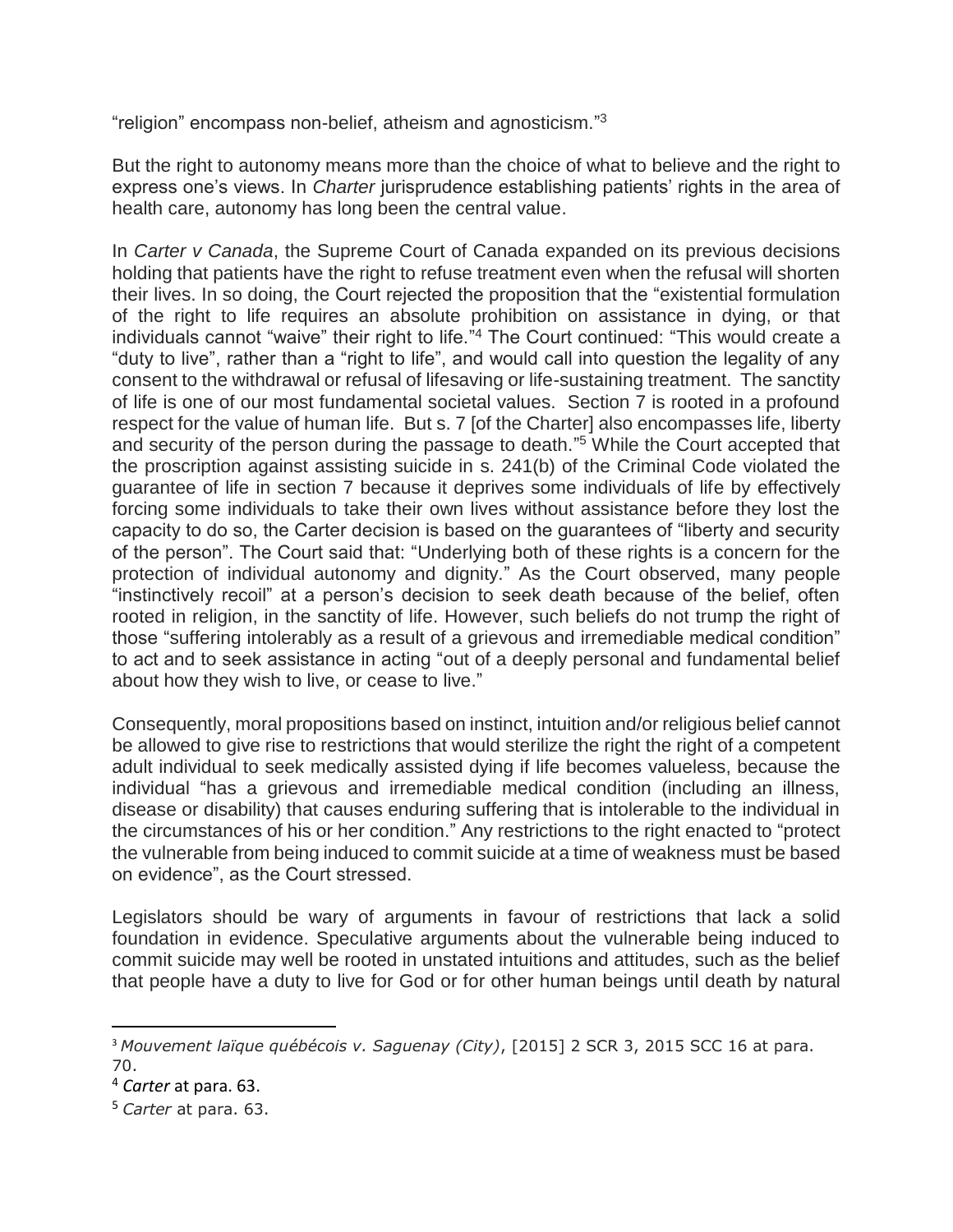"religion" encompass non-belief, atheism and agnosticism."[3]

But the right to autonomy means more than the choice of what to believe and the right to express one's views. In *Charter* jurisprudence establishing patients' rights in the area of health care, autonomy has long been the central value.

In *Carter v Canada*, the Supreme Court of Canada expanded on its previous decisions holding that patients have the right to refuse treatment even when the refusal will shorten their lives. In so doing, the Court rejected the proposition that the "existential formulation of the right to life requires an absolute prohibition on assistance in dying, or that individuals cannot "waive" their right to life."[4] The Court continued: "This would create a "duty to live", rather than a "right to life", and would call into question the legality of any consent to the withdrawal or refusal of lifesaving or life-sustaining treatment. The sanctity of life is one of our most fundamental societal values. Section 7 is rooted in a profound respect for the value of human life. But s. 7 [of the Charter] also encompasses life, liberty and security of the person during the passage to death."[5] While the Court accepted that the proscription against assisting suicide in s. 241(b) of the Criminal Code violated the guarantee of life in section 7 because it deprives some individuals of life by effectively forcing some individuals to take their own lives without assistance before they lost the capacity to do so, the Carter decision is based on the guarantees of "liberty and security of the person". The Court said that: "Underlying both of these rights is a concern for the protection of individual autonomy and dignity." As the Court observed, many people "instinctively recoil" at a person's decision to seek death because of the belief, often rooted in religion, in the sanctity of life. However, such beliefs do not trump the right of those "suffering intolerably as a result of a grievous and irremediable medical condition" to act and to seek assistance in acting "out of a deeply personal and fundamental belief about how they wish to live, or cease to live."

Consequently, moral propositions based on instinct, intuition and/or religious belief cannot be allowed to give rise to restrictions that would sterilize the right the right of a competent adult individual to seek medically assisted dying if life becomes valueless, because the individual "has a grievous and irremediable medical condition (including an illness, disease or disability) that causes enduring suffering that is intolerable to the individual in the circumstances of his or her condition." Any restrictions to the right enacted to "protect the vulnerable from being induced to commit suicide at a time of weakness must be based on evidence", as the Court stressed.

Legislators should be wary of arguments in favour of restrictions that lack a solid foundation in evidence. Speculative arguments about the vulnerable being induced to commit suicide may well be rooted in unstated intuitions and attitudes, such as the belief that people have a duty to live for God or for other human beings until death by natural

---

[3] *Mouvement laïque québécois v. Saguenay (City)*, [2015] 2 SCR 3, 2015 SCC 16 at para. 70.

[4] *Carter* at para. 63.

[5] *Carter* at para. 63.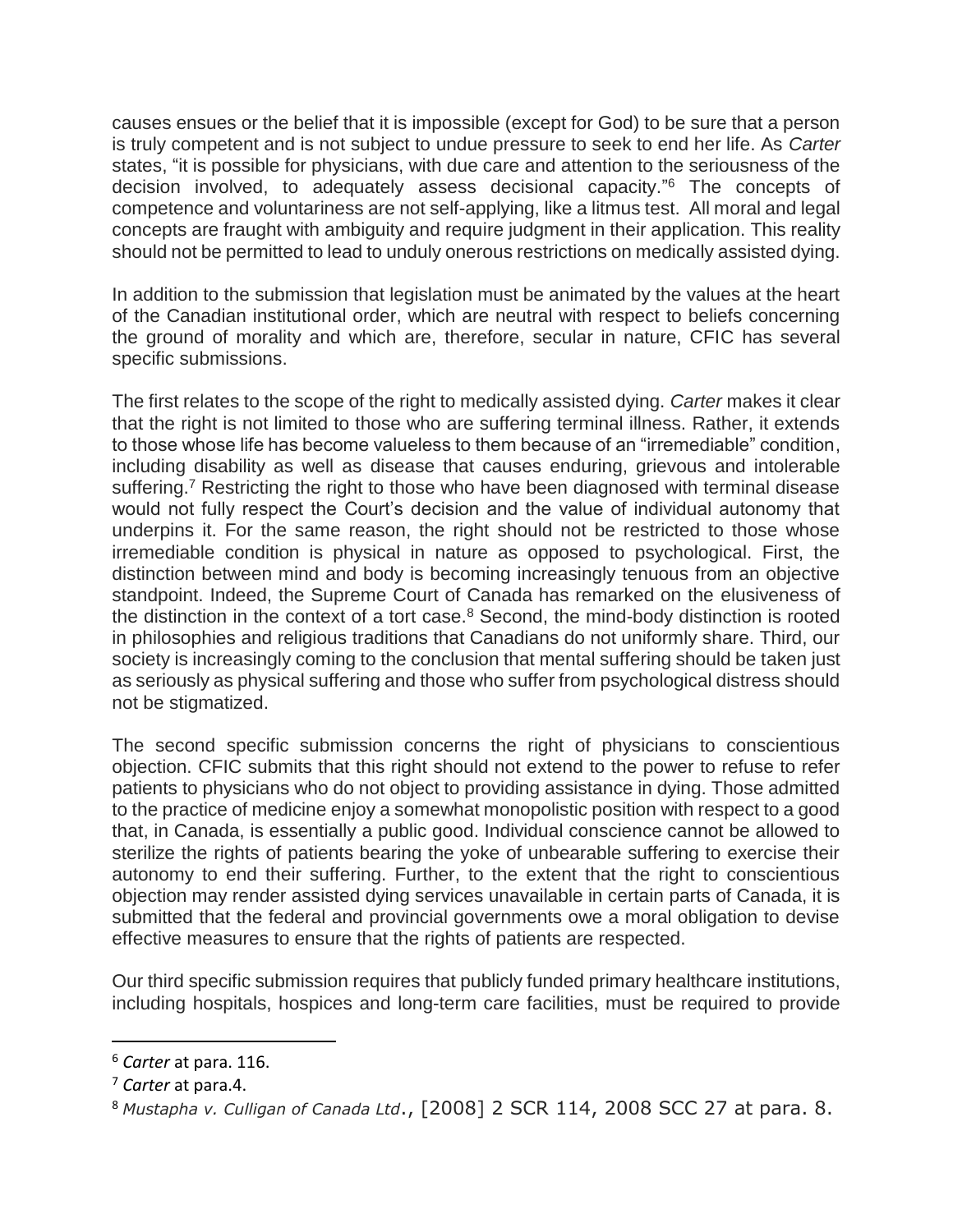causes ensues or the belief that it is impossible (except for God) to be sure that a person is truly competent and is not subject to undue pressure to seek to end her life. As *Carter* states, "it is possible for physicians, with due care and attention to the seriousness of the decision involved, to adequately assess decisional capacity."[6] The concepts of competence and voluntariness are not self-applying, like a litmus test. All moral and legal concepts are fraught with ambiguity and require judgment in their application. This reality should not be permitted to lead to unduly onerous restrictions on medically assisted dying.

In addition to the submission that legislation must be animated by the values at the heart of the Canadian institutional order, which are neutral with respect to beliefs concerning the ground of morality and which are, therefore, secular in nature, CFIC has several specific submissions.

The first relates to the scope of the right to medically assisted dying. *Carter* makes it clear that the right is not limited to those who are suffering terminal illness. Rather, it extends to those whose life has become valueless to them because of an "irremediable" condition, including disability as well as disease that causes enduring, grievous and intolerable suffering.[7] Restricting the right to those who have been diagnosed with terminal disease would not fully respect the Court's decision and the value of individual autonomy that underpins it. For the same reason, the right should not be restricted to those whose irremediable condition is physical in nature as opposed to psychological. First, the distinction between mind and body is becoming increasingly tenuous from an objective standpoint. Indeed, the Supreme Court of Canada has remarked on the elusiveness of the distinction in the context of a tort case.[8] Second, the mind-body distinction is rooted in philosophies and religious traditions that Canadians do not uniformly share. Third, our society is increasingly coming to the conclusion that mental suffering should be taken just as seriously as physical suffering and those who suffer from psychological distress should not be stigmatized.

The second specific submission concerns the right of physicians to conscientious objection. CFIC submits that this right should not extend to the power to refuse to refer patients to physicians who do not object to providing assistance in dying. Those admitted to the practice of medicine enjoy a somewhat monopolistic position with respect to a good that, in Canada, is essentially a public good. Individual conscience cannot be allowed to sterilize the rights of patients bearing the yoke of unbearable suffering to exercise their autonomy to end their suffering. Further, to the extent that the right to conscientious objection may render assisted dying services unavailable in certain parts of Canada, it is submitted that the federal and provincial governments owe a moral obligation to devise effective measures to ensure that the rights of patients are respected.

Our third specific submission requires that publicly funded primary healthcare institutions, including hospitals, hospices and long-term care facilities, must be required to provide

---

[6] *Carter* at para. 116.

[7] *Carter* at para.4.

[8] *Mustapha v. Culligan of Canada Ltd*., [2008] 2 SCR 114, 2008 SCC 27 at para. 8.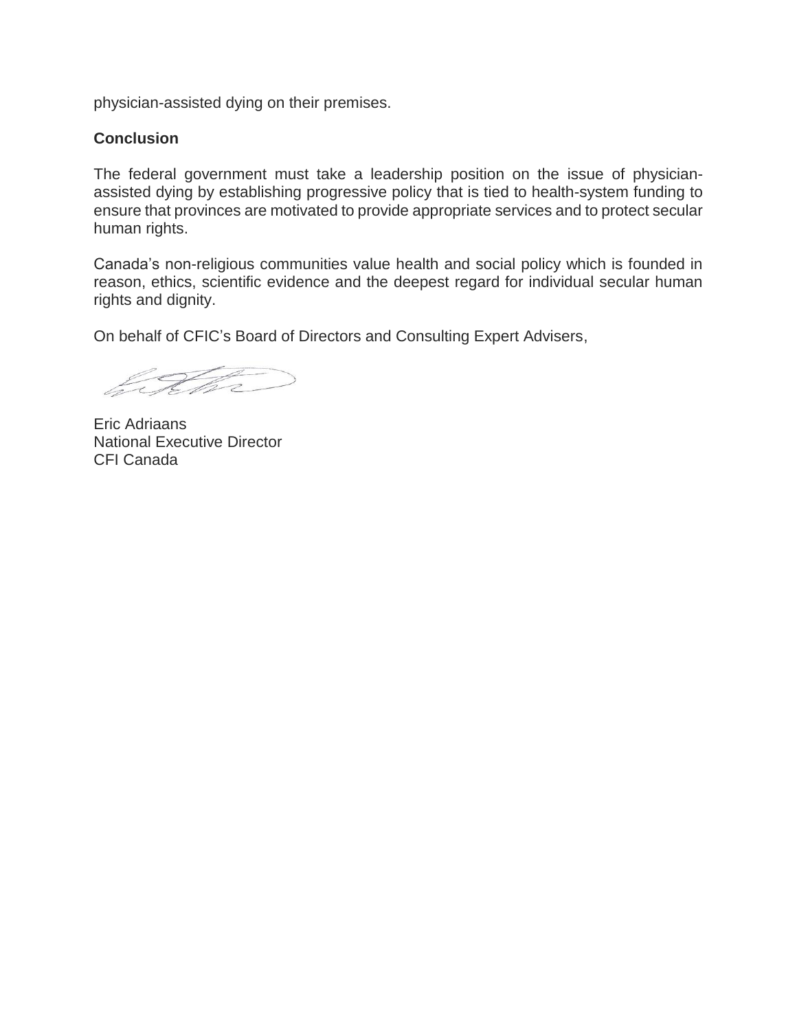physician-assisted dying on their premises.

## Conclusion

The federal government must take a leadership position on the issue of physician-assisted dying by establishing progressive policy that is tied to health-system funding to ensure that provinces are motivated to provide appropriate services and to protect secular human rights.

Canada's non-religious communities value health and social policy which is founded in reason, ethics, scientific evidence and the deepest regard for individual secular human rights and dignity.

On behalf of CFIC's Board of Directors and Consulting Expert Advisers,

Eric Adriaans  
National Executive Director  
CFI Canada